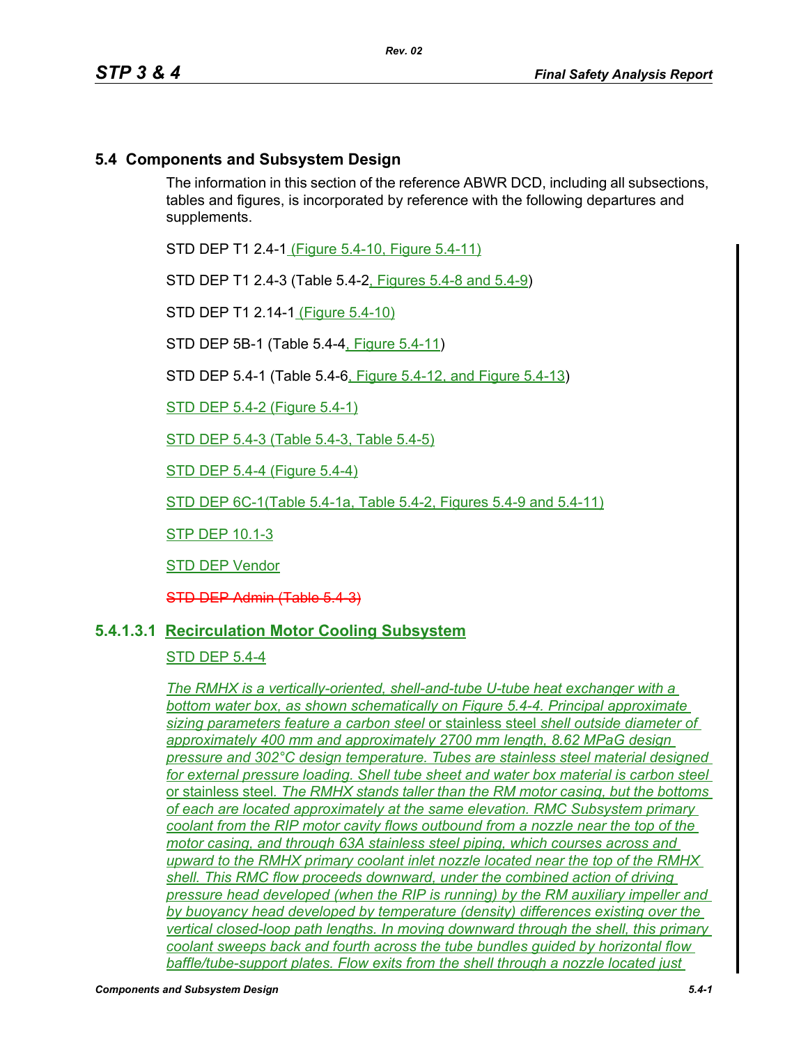## 5.4 Components and Subsystem Design

The information in this section of the reference ABWR DCD, including all subsections, tables and figures, is incorporated by reference with the following departures and supplements.

STD DEP T1 2.4-1 (Figure 5.4-10, Figure 5.4-11)

STD DEP T1 2.4-3 (Table 5.4-2, Figures 5.4-8 and 5.4-9)

STD DEP T1 2.14-1 (Figure 5.4-10)

STD DEP 5B-1 (Table 5.4-4, Figure 5.4-11)

STD DEP 5.4-1 (Table 5.4-6, Figure 5.4-12, and Figure 5.4-13)

STD DEP 5.4-2 (Figure 5.4-1)

STD DEP 5.4-3 (Table 5.4-3, Table 5.4-5)

STD DEP 5.4-4 (Figure 5.4-4)

STD DEP 6C-1(Table 5.4-1a, Table 5.4-2, Figures 5.4-9 and 5.4-11)

STP DEP 10.1-3

STD DEP Vendor

~~STD DEP Admin (Table 5.4-3)~~

### 5.4.1.3.1 Recirculation Motor Cooling Subsystem

STD DEP 5.4-4

*The RMHX is a vertically-oriented, shell-and-tube U-tube heat exchanger with a bottom water box, as shown schematically on Figure 5.4-4. Principal approximate sizing parameters feature a carbon steel* or stainless steel *shell outside diameter of approximately 400 mm and approximately 2700 mm length, 8.62 MPaG design pressure and 302°C design temperature. Tubes are stainless steel material designed for external pressure loading. Shell tube sheet and water box material is carbon steel* or stainless steel*. The RMHX stands taller than the RM motor casing, but the bottoms of each are located approximately at the same elevation. RMC Subsystem primary coolant from the RIP motor cavity flows outbound from a nozzle near the top of the motor casing, and through 63A stainless steel piping, which courses across and upward to the RMHX primary coolant inlet nozzle located near the top of the RMHX shell. This RMC flow proceeds downward, under the combined action of driving pressure head developed (when the RIP is running) by the RM auxiliary impeller and by buoyancy head developed by temperature (density) differences existing over the vertical closed-loop path lengths. In moving downward through the shell, this primary coolant sweeps back and fourth across the tube bundles guided by horizontal flow baffle/tube-support plates. Flow exits from the shell through a nozzle located just*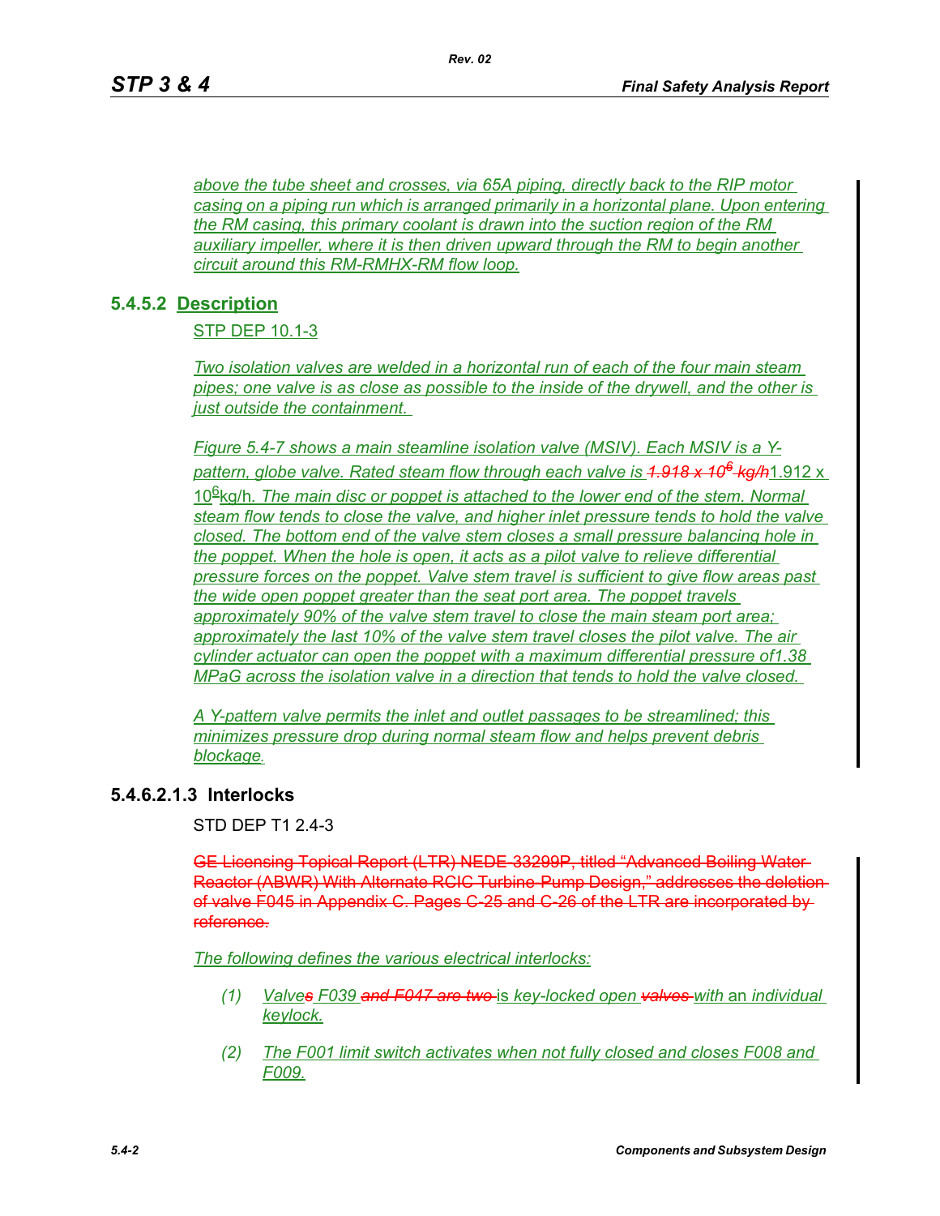*above the tube sheet and crosses, via 65A piping, directly back to the RIP motor casing on a piping run which is arranged primarily in a horizontal plane. Upon entering the RM casing, this primary coolant is drawn into the suction region of the RM auxiliary impeller, where it is then driven upward through the RM to begin another circuit around this RM-RMHX-RM flow loop.*

### 5.4.5.2 Description

STP DEP 10.1-3

*Two isolation valves are welded in a horizontal run of each of the four main steam pipes; one valve is as close as possible to the inside of the drywell, and the other is just outside the containment.*

*Figure 5.4-7 shows a main steamline isolation valve (MSIV). Each MSIV is a Y-pattern, globe valve. Rated steam flow through each valve is* ~~*1.918 x 10$^6$ kg/h*~~ 1.912 x 10$^6$kg/h. *The main disc or poppet is attached to the lower end of the stem. Normal steam flow tends to close the valve, and higher inlet pressure tends to hold the valve closed. The bottom end of the valve stem closes a small pressure balancing hole in the poppet. When the hole is open, it acts as a pilot valve to relieve differential pressure forces on the poppet. Valve stem travel is sufficient to give flow areas past the wide open poppet greater than the seat port area. The poppet travels approximately 90% of the valve stem travel to close the main steam port area; approximately the last 10% of the valve stem travel closes the pilot valve. The air cylinder actuator can open the poppet with a maximum differential pressure of1.38 MPaG across the isolation valve in a direction that tends to hold the valve closed.*

*A Y-pattern valve permits the inlet and outlet passages to be streamlined; this minimizes pressure drop during normal steam flow and helps prevent debris blockage.*

### 5.4.6.2.1.3 Interlocks

STD DEP T1 2.4-3

~~GE Licensing Topical Report (LTR) NEDE-33299P, titled "Advanced Boiling Water Reactor (ABWR) With Alternate RCIC Turbine-Pump Design," addresses the deletion of valve F045 in Appendix C. Pages C-25 and C-26 of the LTR are incorporated by reference.~~

*The following defines the various electrical interlocks:*

(1) *Valve~~s~~ F039* ~~*and F047 are two*~~ is *key-locked open* ~~*valves*~~ with an *individual keylock.*

(2) *The F001 limit switch activates when not fully closed and closes F008 and F009.*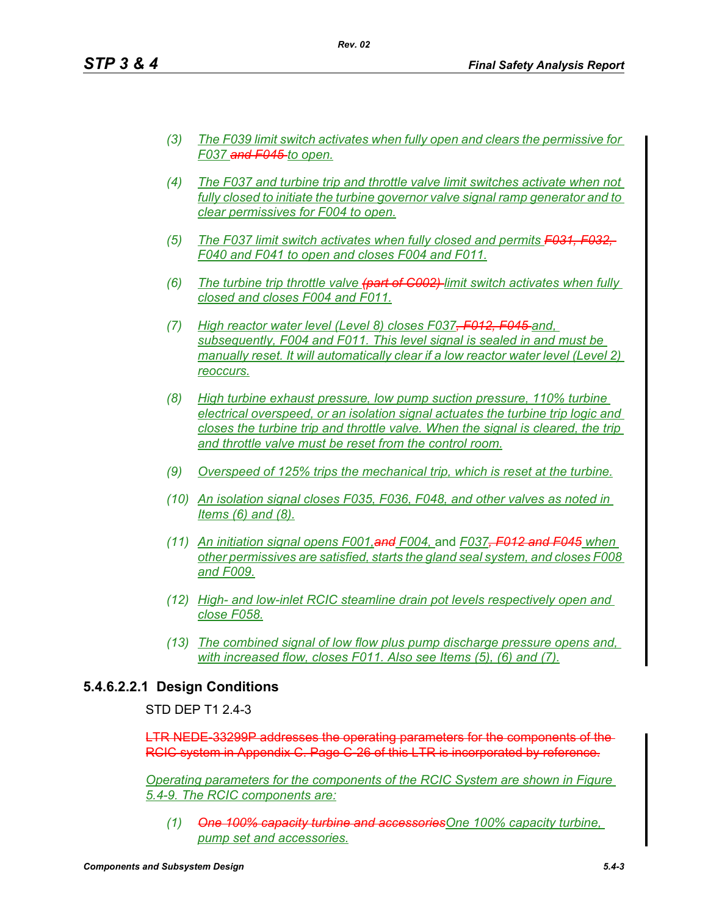(3) The F039 limit switch activates when fully open and clears the permissive for F037 ~~and F045~~ to open.

(4) The F037 and turbine trip and throttle valve limit switches activate when not fully closed to initiate the turbine governor valve signal ramp generator and to clear permissives for F004 to open.

(5) The F037 limit switch activates when fully closed and permits ~~F031, F032,~~ F040 and F041 to open and closes F004 and F011.

(6) The turbine trip throttle valve ~~(part of C002)~~ limit switch activates when fully closed and closes F004 and F011.

(7) High reactor water level (Level 8) closes F037~~, F012, F045~~ and, subsequently, F004 and F011. This level signal is sealed in and must be manually reset. It will automatically clear if a low reactor water level (Level 2) reoccurs.

(8) High turbine exhaust pressure, low pump suction pressure, 110% turbine electrical overspeed, or an isolation signal actuates the turbine trip logic and closes the turbine trip and throttle valve. When the signal is cleared, the trip and throttle valve must be reset from the control room.

(9) Overspeed of 125% trips the mechanical trip, which is reset at the turbine.

(10) An isolation signal closes F035, F036, F048, and other valves as noted in Items (6) and (8).

(11) An initiation signal opens F001, ~~and~~ F004, and F037~~, F012 and F045~~ when other permissives are satisfied, starts the gland seal system, and closes F008 and F009.

(12) High- and low-inlet RCIC steamline drain pot levels respectively open and close F058.

(13) The combined signal of low flow plus pump discharge pressure opens and, with increased flow, closes F011. Also see Items (5), (6) and (7).

### 5.4.6.2.2.1 Design Conditions

STD DEP T1 2.4-3

~~LTR NEDE-33299P addresses the operating parameters for the components of the RCIC system in Appendix C. Page C-26 of this LTR is incorporated by reference.~~

Operating parameters for the components of the RCIC System are shown in Figure 5.4-9. The RCIC components are:

(1) ~~One 100% capacity turbine and accessories~~ One 100% capacity turbine, pump set and accessories.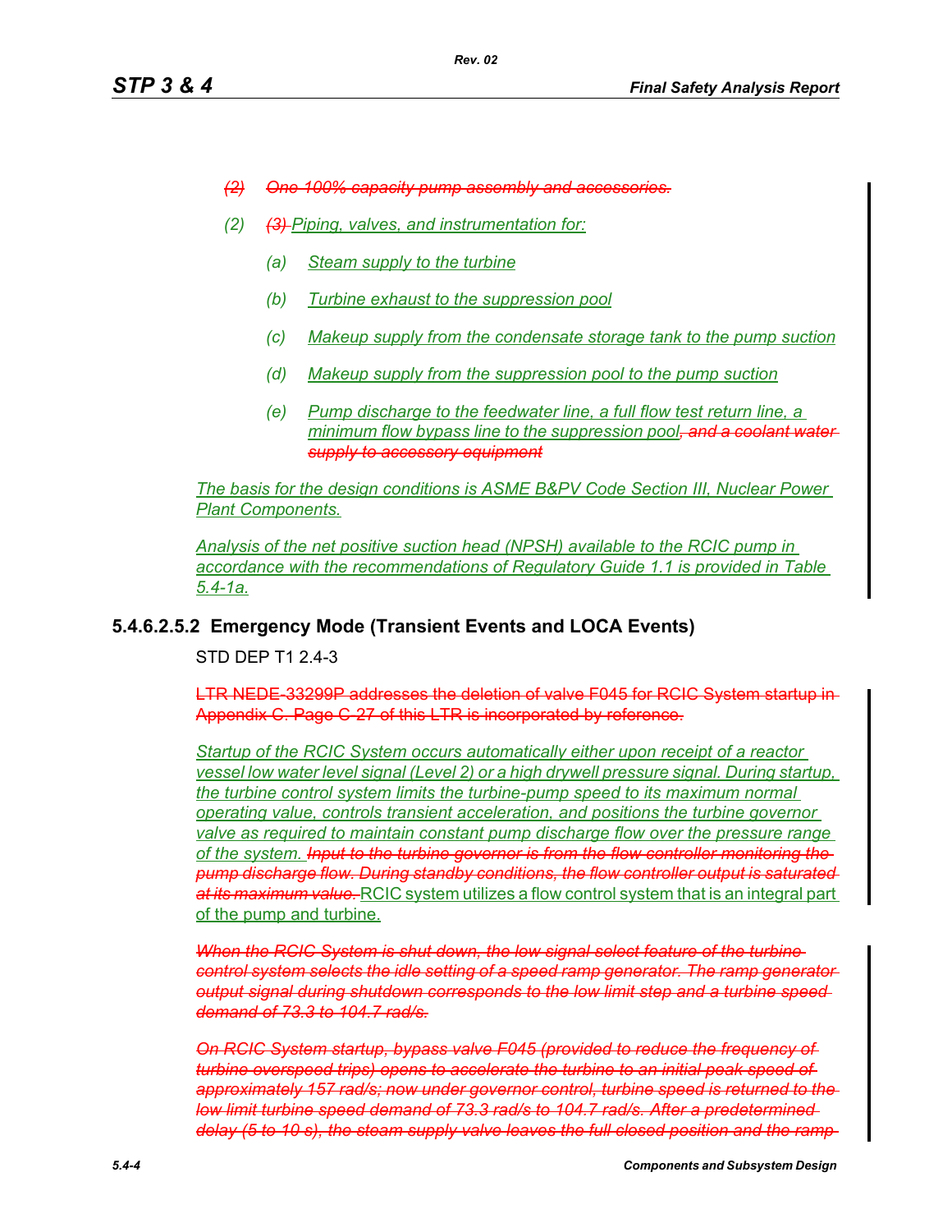*~~(2) One 100% capacity pump assembly and accessories.~~*

*(2) ~~(3)~~ Piping, valves, and instrumentation for:*

*(a) Steam supply to the turbine*

*(b) Turbine exhaust to the suppression pool*

*(c) Makeup supply from the condensate storage tank to the pump suction*

*(d) Makeup supply from the suppression pool to the pump suction*

*(e) Pump discharge to the feedwater line, a full flow test return line, a minimum flow bypass line to the suppression pool~~, and a coolant water supply to accessory equipment~~*

*The basis for the design conditions is ASME B&PV Code Section III, Nuclear Power Plant Components.*

*Analysis of the net positive suction head (NPSH) available to the RCIC pump in accordance with the recommendations of Regulatory Guide 1.1 is provided in Table 5.4-1a.*

### 5.4.6.2.5.2 Emergency Mode (Transient Events and LOCA Events)

STD DEP T1 2.4-3

~~LTR NEDE-33299P addresses the deletion of valve F045 for RCIC System startup in Appendix C. Page C-27 of this LTR is incorporated by reference.~~

*Startup of the RCIC System occurs automatically either upon receipt of a reactor vessel low water level signal (Level 2) or a high drywell pressure signal. During startup, the turbine control system limits the turbine-pump speed to its maximum normal operating value, controls transient acceleration, and positions the turbine governor valve as required to maintain constant pump discharge flow over the pressure range of the system. ~~Input to the turbine governor is from the flow controller monitoring the pump discharge flow. During standby conditions, the flow controller output is saturated at its maximum value.~~* RCIC system utilizes a flow control system that is an integral part of the pump and turbine.

*~~When the RCIC System is shut down, the low signal select feature of the turbine control system selects the idle setting of a speed ramp generator. The ramp generator output signal during shutdown corresponds to the low limit step and a turbine speed demand of 73.3 to 104.7 rad/s.~~*

*~~On RCIC System startup, bypass valve F045 (provided to reduce the frequency of turbine overspeed trips) opens to accelerate the turbine to an initial peak speed of approximately 157 rad/s; now under governor control, turbine speed is returned to the low limit turbine speed demand of 73.3 rad/s to 104.7 rad/s. After a predetermined delay (5 to 10 s), the steam supply valve leaves the full closed position and the ramp~~*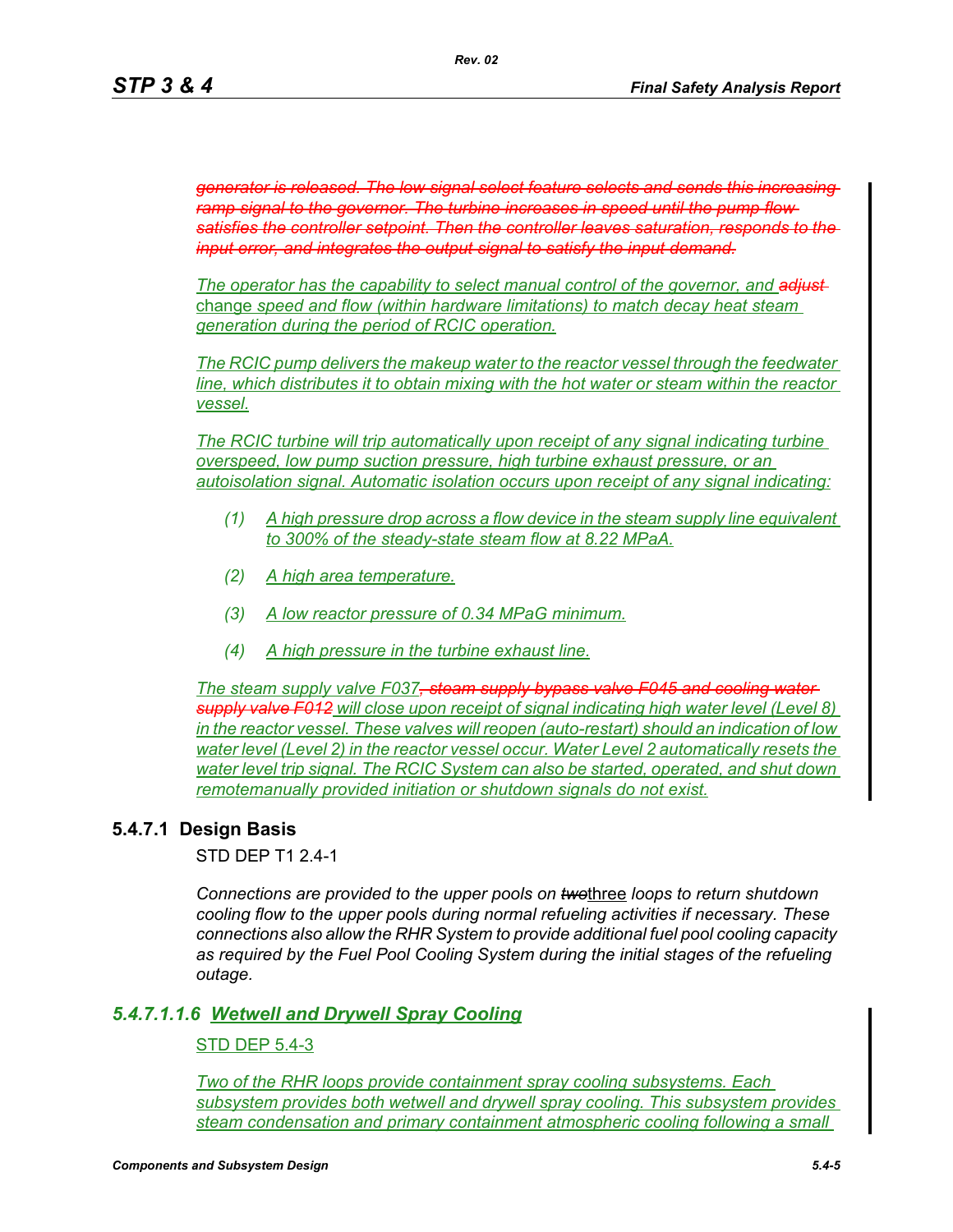~~*generator is released. The low signal select feature selects and sends this increasing ramp signal to the governor. The turbine increases in speed until the pump flow satisfies the controller setpoint. Then the controller leaves saturation, responds to the input error, and integrates the output signal to satisfy the input demand.*~~

*The operator has the capability to select manual control of the governor, and ~~adjust~~* change *speed and flow (within hardware limitations) to match decay heat steam generation during the period of RCIC operation.*

*The RCIC pump delivers the makeup water to the reactor vessel through the feedwater line, which distributes it to obtain mixing with the hot water or steam within the reactor vessel.*

*The RCIC turbine will trip automatically upon receipt of any signal indicating turbine overspeed, low pump suction pressure, high turbine exhaust pressure, or an autoisolation signal. Automatic isolation occurs upon receipt of any signal indicating:*

1. *A high pressure drop across a flow device in the steam supply line equivalent to 300% of the steady-state steam flow at 8.22 MPaA.*
2. *A high area temperature.*
3. *A low reactor pressure of 0.34 MPaG minimum.*
4. *A high pressure in the turbine exhaust line.*

*The steam supply valve F037~~, steam supply bypass valve F045 and cooling water supply valve F012~~ will close upon receipt of signal indicating high water level (Level 8) in the reactor vessel. These valves will reopen (auto-restart) should an indication of low water level (Level 2) in the reactor vessel occur. Water Level 2 automatically resets the water level trip signal. The RCIC System can also be started, operated, and shut down remotemanually provided initiation or shutdown signals do not exist.*

## 5.4.7.1 Design Basis

STD DEP T1 2.4-1

*Connections are provided to the upper pools on ~~two~~*three *loops to return shutdown cooling flow to the upper pools during normal refueling activities if necessary. These connections also allow the RHR System to provide additional fuel pool cooling capacity as required by the Fuel Pool Cooling System during the initial stages of the refueling outage.*

### *5.4.7.1.1.6 Wetwell and Drywell Spray Cooling*

STD DEP 5.4-3

*Two of the RHR loops provide containment spray cooling subsystems. Each subsystem provides both wetwell and drywell spray cooling. This subsystem provides steam condensation and primary containment atmospheric cooling following a small*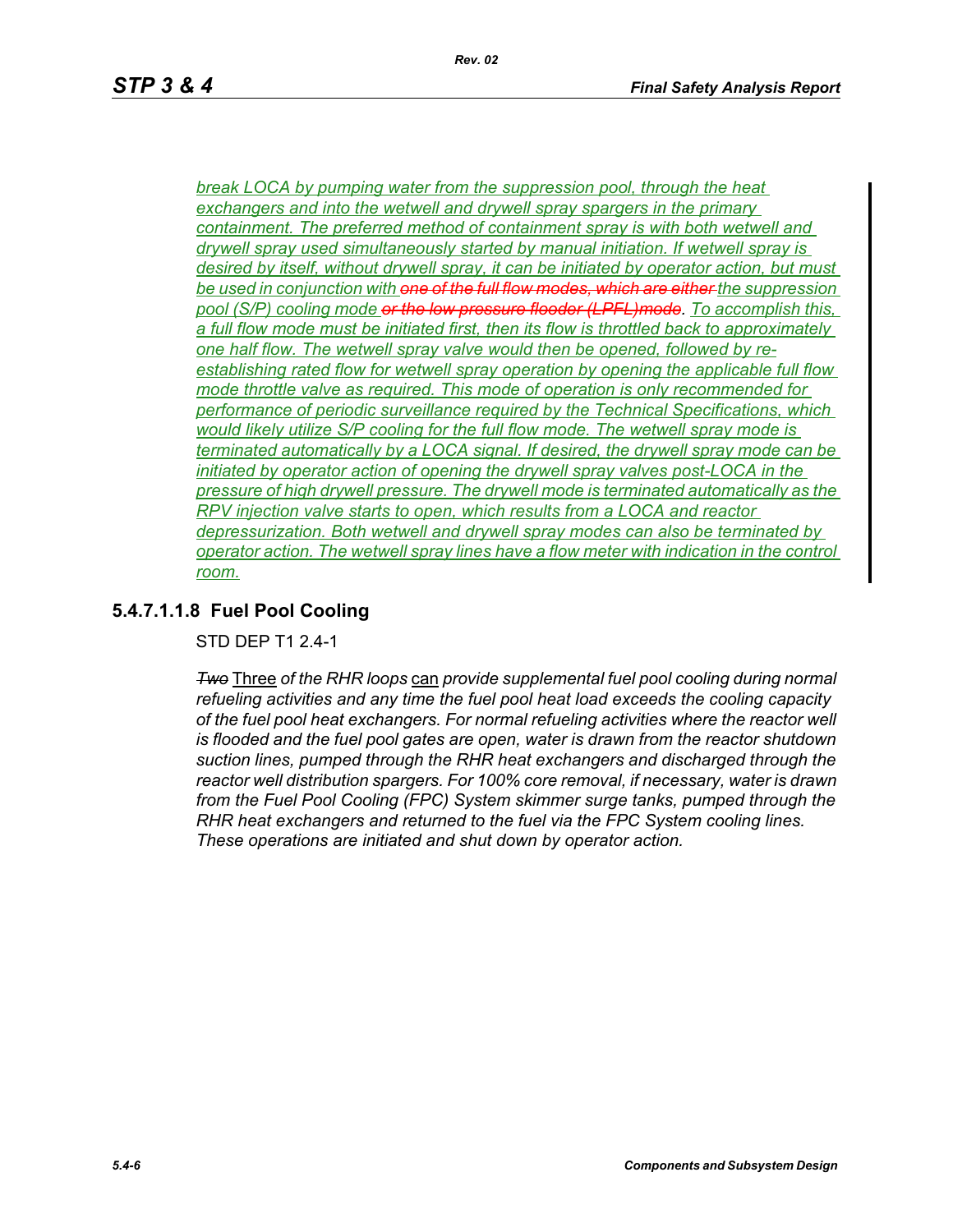*break LOCA by pumping water from the suppression pool, through the heat exchangers and into the wetwell and drywell spray spargers in the primary containment. The preferred method of containment spray is with both wetwell and drywell spray used simultaneously started by manual initiation. If wetwell spray is desired by itself, without drywell spray, it can be initiated by operator action, but must be used in conjunction with ~~one of the full flow modes, which are either~~ the suppression pool (S/P) cooling mode ~~or the low pressure flooder (LPFL)mode~~. To accomplish this, a full flow mode must be initiated first, then its flow is throttled back to approximately one half flow. The wetwell spray valve would then be opened, followed by re-establishing rated flow for wetwell spray operation by opening the applicable full flow mode throttle valve as required. This mode of operation is only recommended for performance of periodic surveillance required by the Technical Specifications, which would likely utilize S/P cooling for the full flow mode. The wetwell spray mode is terminated automatically by a LOCA signal. If desired, the drywell spray mode can be initiated by operator action of opening the drywell spray valves post-LOCA in the pressure of high drywell pressure. The drywell mode is terminated automatically as the RPV injection valve starts to open, which results from a LOCA and reactor depressurization. Both wetwell and drywell spray modes can also be terminated by operator action. The wetwell spray lines have a flow meter with indication in the control room.*

### 5.4.7.1.1.8 Fuel Pool Cooling

STD DEP T1 2.4-1

*~~Two~~* Three *of the RHR loops* can *provide supplemental fuel pool cooling during normal refueling activities and any time the fuel pool heat load exceeds the cooling capacity of the fuel pool heat exchangers. For normal refueling activities where the reactor well is flooded and the fuel pool gates are open, water is drawn from the reactor shutdown suction lines, pumped through the RHR heat exchangers and discharged through the reactor well distribution spargers. For 100% core removal, if necessary, water is drawn from the Fuel Pool Cooling (FPC) System skimmer surge tanks, pumped through the RHR heat exchangers and returned to the fuel via the FPC System cooling lines. These operations are initiated and shut down by operator action.*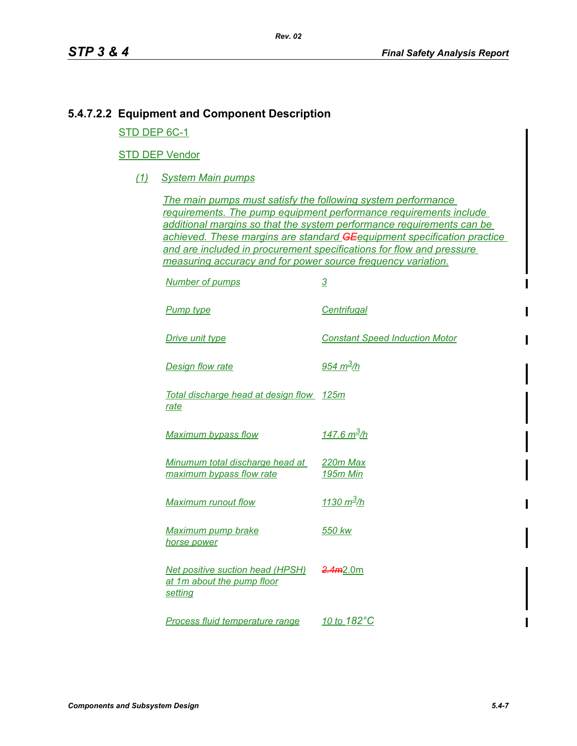### 5.4.7.2.2 Equipment and Component Description

STD DEP 6C-1

STD DEP Vendor

*(1) System Main pumps*

*The main pumps must satisfy the following system performance requirements. The pump equipment performance requirements include additional margins so that the system performance requirements can be achieved. These margins are standard ~~GE~~equipment specification practice and are included in procurement specifications for flow and pressure measuring accuracy and for power source frequency variation.*

| | |
|---|---|
| *Number of pumps* | *3* |
| *Pump type* | *Centrifugal* |
| *Drive unit type* | *Constant Speed Induction Motor* |
| *Design flow rate* | *954 $m^3/h$* |
| *Total discharge head at design flow rate* | *125m* |
| *Maximum bypass flow* | *147.6 $m^3/h$* |
| *Minumum total discharge head at maximum bypass flow rate* | *220m Max*<br>*195m Min* |
| *Maximum runout flow* | *1130 $m^3/h$* |
| *Maximum pump brake horse power* | *550 kw* |
| *Net positive suction head (HPSH) at 1m about the pump floor setting* | ~~*2.4m*~~2.0m |
| *Process fluid temperature range* | *10 to 182°C* |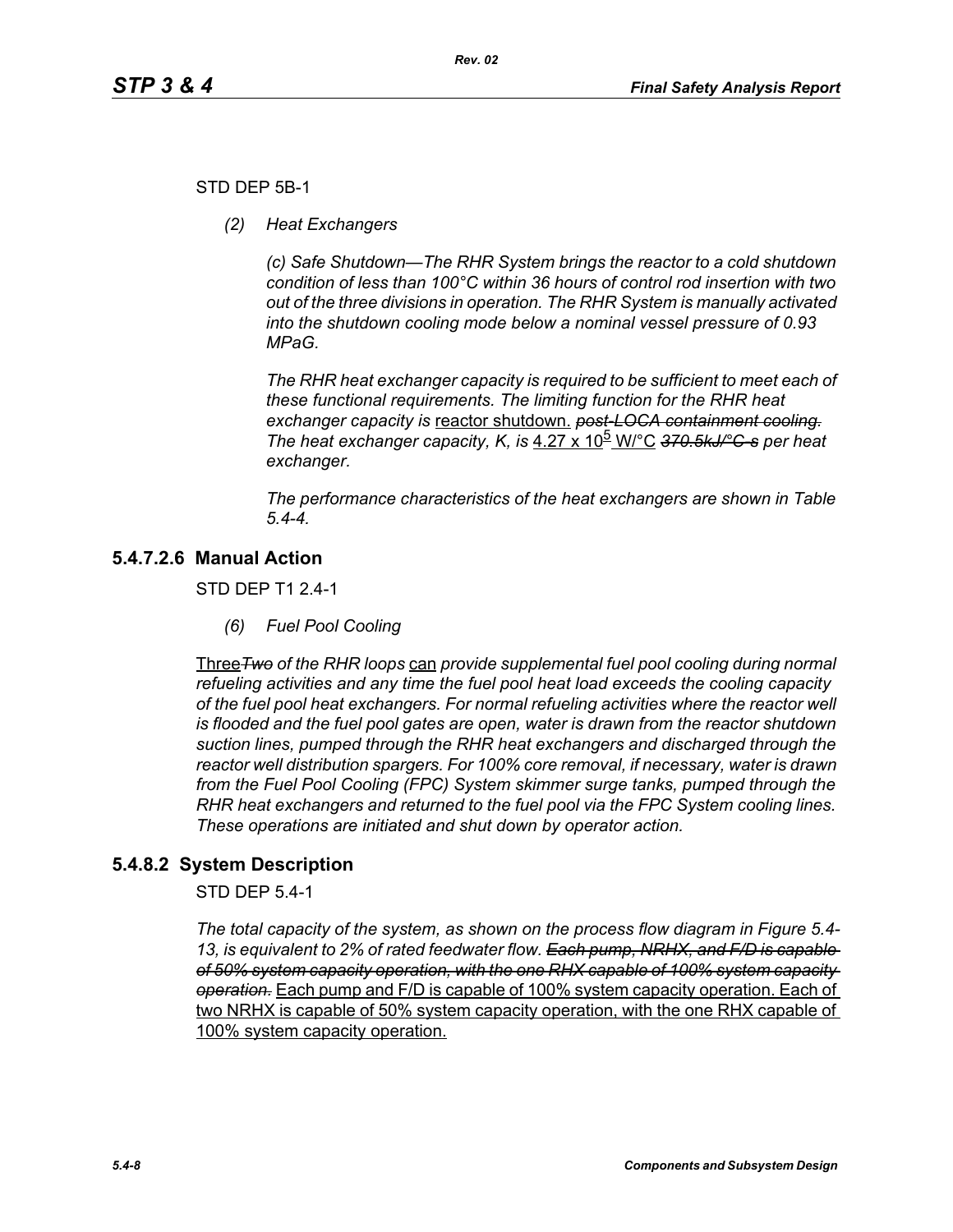STD DEP 5B-1

*(2) Heat Exchangers*

*(c) Safe Shutdown—The RHR System brings the reactor to a cold shutdown condition of less than 100°C within 36 hours of control rod insertion with two out of the three divisions in operation. The RHR System is manually activated into the shutdown cooling mode below a nominal vessel pressure of 0.93 MPaG.*

*The RHR heat exchanger capacity is required to be sufficient to meet each of these functional requirements. The limiting function for the RHR heat exchanger capacity is* <u>reactor shutdown.</u> ~~*post-LOCA containment cooling.*~~ *The heat exchanger capacity, K, is* <u>4.27 x $10^5$ W/°C</u> ~~*370.5kJ/°C-s*~~ *per heat exchanger.*

*The performance characteristics of the heat exchangers are shown in Table 5.4-4.*

## 5.4.7.2.6 Manual Action

STD DEP T1 2.4-1

*(6) Fuel Pool Cooling*

<u>Three</u>~~*Two*~~ *of the RHR loops* <u>can</u> *provide supplemental fuel pool cooling during normal refueling activities and any time the fuel pool heat load exceeds the cooling capacity of the fuel pool heat exchangers. For normal refueling activities where the reactor well is flooded and the fuel pool gates are open, water is drawn from the reactor shutdown suction lines, pumped through the RHR heat exchangers and discharged through the reactor well distribution spargers. For 100% core removal, if necessary, water is drawn from the Fuel Pool Cooling (FPC) System skimmer surge tanks, pumped through the RHR heat exchangers and returned to the fuel pool via the FPC System cooling lines. These operations are initiated and shut down by operator action.*

## 5.4.8.2 System Description

STD DEP 5.4-1

*The total capacity of the system, as shown on the process flow diagram in Figure 5.4-13, is equivalent to 2% of rated feedwater flow.* ~~*Each pump, NRHX, and F/D is capable of 50% system capacity operation, with the one RHX capable of 100% system capacity operation.*~~ <u>Each pump and F/D is capable of 100% system capacity operation. Each of two NRHX is capable of 50% system capacity operation, with the one RHX capable of 100% system capacity operation.</u>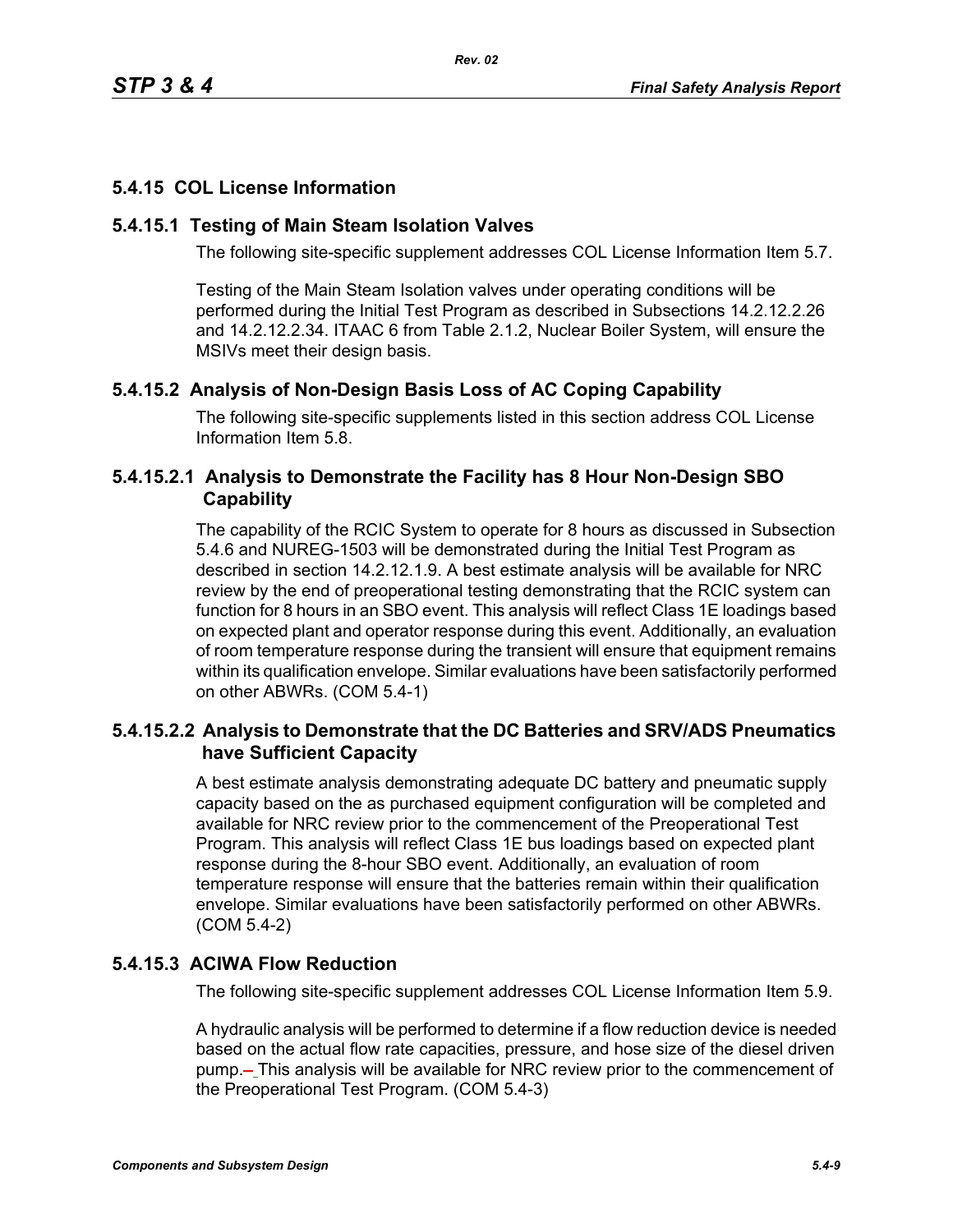## 5.4.15 COL License Information

### 5.4.15.1 Testing of Main Steam Isolation Valves

The following site-specific supplement addresses COL License Information Item 5.7.

Testing of the Main Steam Isolation valves under operating conditions will be performed during the Initial Test Program as described in Subsections 14.2.12.2.26 and 14.2.12.2.34. ITAAC 6 from Table 2.1.2, Nuclear Boiler System, will ensure the MSIVs meet their design basis.

### 5.4.15.2 Analysis of Non-Design Basis Loss of AC Coping Capability

The following site-specific supplements listed in this section address COL License Information Item 5.8.

#### 5.4.15.2.1 Analysis to Demonstrate the Facility has 8 Hour Non-Design SBO Capability

The capability of the RCIC System to operate for 8 hours as discussed in Subsection 5.4.6 and NUREG-1503 will be demonstrated during the Initial Test Program as described in section 14.2.12.1.9. A best estimate analysis will be available for NRC review by the end of preoperational testing demonstrating that the RCIC system can function for 8 hours in an SBO event. This analysis will reflect Class 1E loadings based on expected plant and operator response during this event. Additionally, an evaluation of room temperature response during the transient will ensure that equipment remains within its qualification envelope. Similar evaluations have been satisfactorily performed on other ABWRs. (COM 5.4-1)

#### 5.4.15.2.2 Analysis to Demonstrate that the DC Batteries and SRV/ADS Pneumatics have Sufficient Capacity

A best estimate analysis demonstrating adequate DC battery and pneumatic supply capacity based on the as purchased equipment configuration will be completed and available for NRC review prior to the commencement of the Preoperational Test Program. This analysis will reflect Class 1E bus loadings based on expected plant response during the 8-hour SBO event. Additionally, an evaluation of room temperature response will ensure that the batteries remain within their qualification envelope. Similar evaluations have been satisfactorily performed on other ABWRs. (COM 5.4-2)

### 5.4.15.3 ACIWA Flow Reduction

The following site-specific supplement addresses COL License Information Item 5.9.

A hydraulic analysis will be performed to determine if a flow reduction device is needed based on the actual flow rate capacities, pressure, and hose size of the diesel driven pump. This analysis will be available for NRC review prior to the commencement of the Preoperational Test Program. (COM 5.4-3)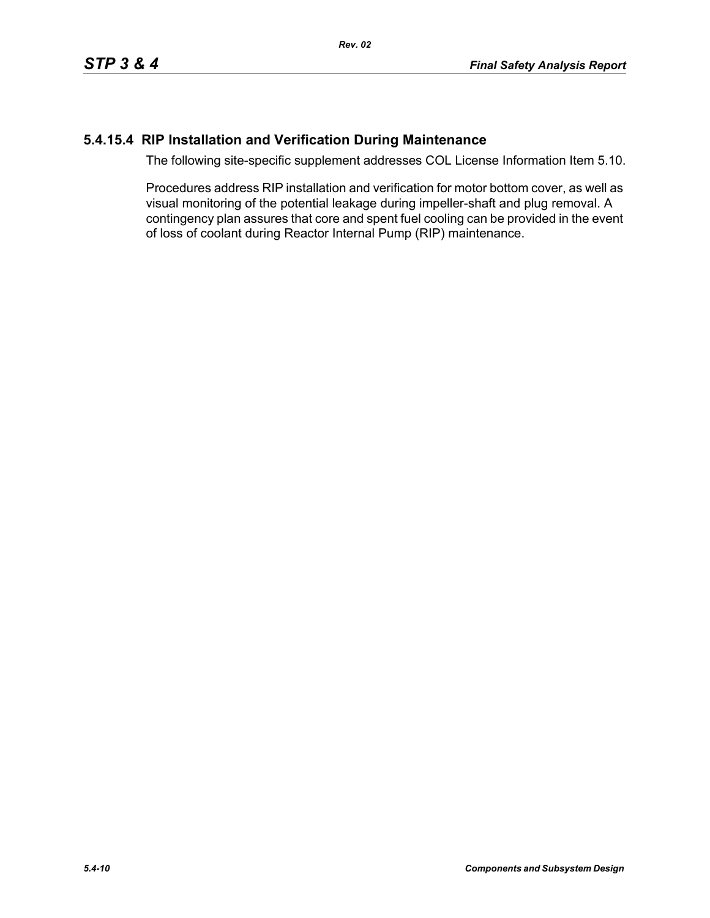### 5.4.15.4 RIP Installation and Verification During Maintenance

The following site-specific supplement addresses COL License Information Item 5.10.

Procedures address RIP installation and verification for motor bottom cover, as well as visual monitoring of the potential leakage during impeller-shaft and plug removal. A contingency plan assures that core and spent fuel cooling can be provided in the event of loss of coolant during Reactor Internal Pump (RIP) maintenance.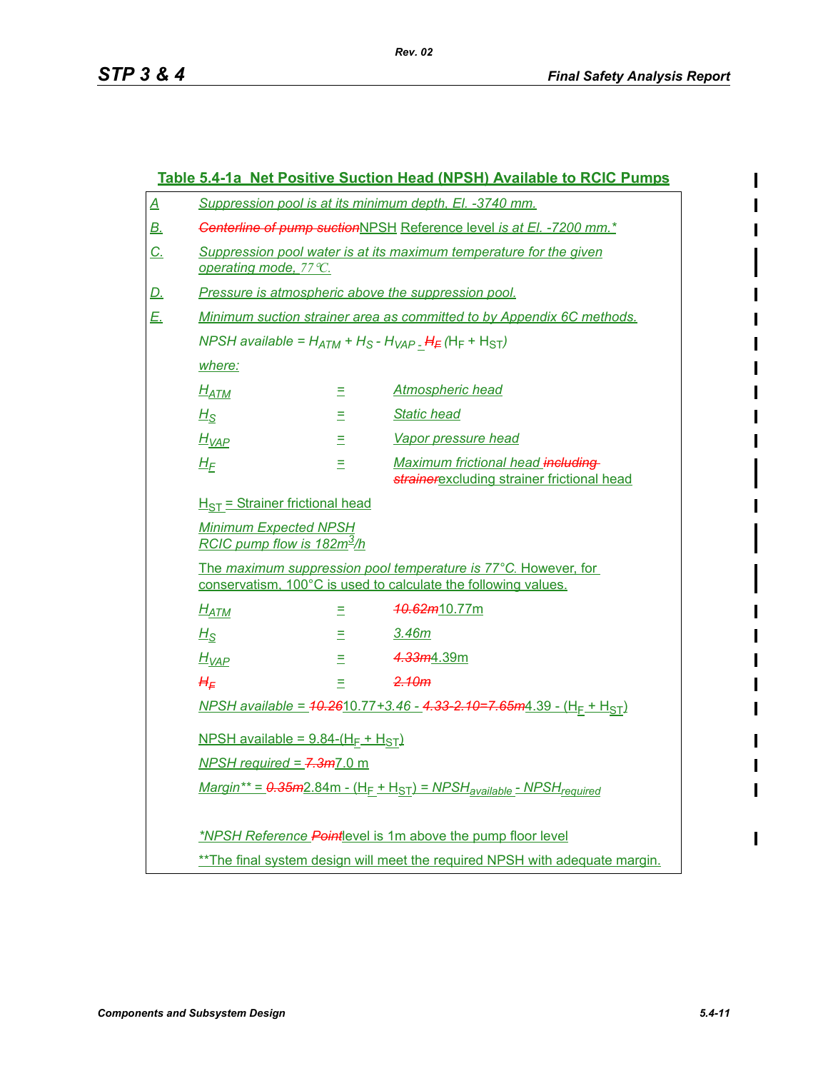## Table 5.4-1a Net Positive Suction Head (NPSH) Available to RCIC Pumps

| | |
|---|---|
| A | Suppression pool is at its minimum depth, El. -3740 mm. |
| B. | ~~Centerline of pump suction~~NPSH Reference level is at El. -7200 mm.* |
| C. | Suppression pool water is at its maximum temperature for the given operating mode, 77°C. |
| D. | Pressure is atmospheric above the suppression pool. |
| E. | Minimum suction strainer area as committed to by Appendix 6C methods. |

NPSH available = $H_{ATM} + H_S - H_{VAP}$ - ~~$H_F$~~ ($H_F + H_{ST}$)

where:

| | | |
|---|---|---|
| $H_{ATM}$ | = | Atmospheric head |
| $H_S$ | = | Static head |
| $H_{VAP}$ | = | Vapor pressure head |
| $H_F$ | = | Maximum frictional head ~~including strainer~~excluding strainer frictional head |

$H_{ST}$ = Strainer frictional head

Minimum Expected NPSH
RCIC pump flow is 182m³/h

The maximum suppression pool temperature is 77°C. However, for conservatism, 100°C is used to calculate the following values.

| | | |
|---|---|---|
| $H_{ATM}$ | = | ~~10.62m~~10.77m |
| $H_S$ | = | 3.46m |
| $H_{VAP}$ | = | ~~4.33m~~4.39m |
| ~~$H_F$~~ | = | ~~2.10m~~ |

NPSH available = ~~10.26~~10.77+3.46 - ~~4.33-2.10=7.65m~~4.39 - ($H_F + H_{ST}$)

NPSH available = 9.84-($H_F + H_{ST}$)

NPSH required = ~~7.3m~~7.0 m

Margin** = ~~0.35m~~2.84m - ($H_F + H_{ST}$) = $NPSH_{available} - NPSH_{required}$

*NPSH Reference ~~Point~~level is 1m above the pump floor level

**The final system design will meet the required NPSH with adequate margin.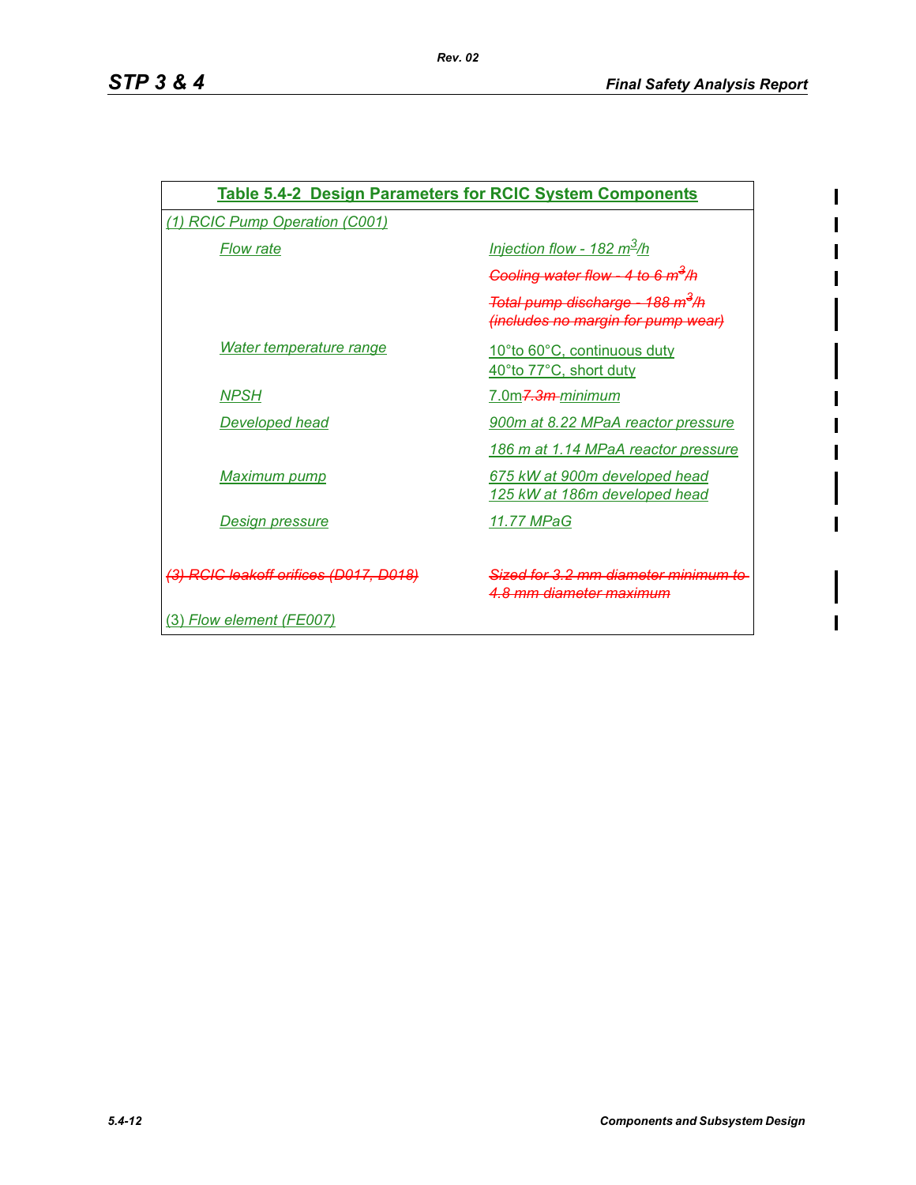**Table 5.4-2 Design Parameters for RCIC System Components**

| | |
|---|---|
| *(1) RCIC Pump Operation (C001)* | |
| *Flow rate* | *Injection flow - 182 $m^3/h$* |
| | ~~*Cooling water flow - 4 to 6 $m^3/h$*~~ |
| | ~~*Total pump discharge - 188 $m^3/h$ (includes no margin for pump wear)*~~ |
| *Water temperature range* | 10°to 60°C, continuous duty<br>40°to 77°C, short duty |
| *NPSH* | 7.0m~~*7.3m*~~ *minimum* |
| *Developed head* | *900m at 8.22 MPaA reactor pressure* |
| | *186 m at 1.14 MPaA reactor pressure* |
| *Maximum pump* | *675 kW at 900m developed head*<br>*125 kW at 186m developed head* |
| *Design pressure* | *11.77 MPaG* |
| ~~*(3) RCIC leakoff orifices (D017, D018)*~~ | ~~*Sized for 3.2 mm diameter minimum to 4.8 mm diameter maximum*~~ |
| (3) *Flow element (FE007)* | |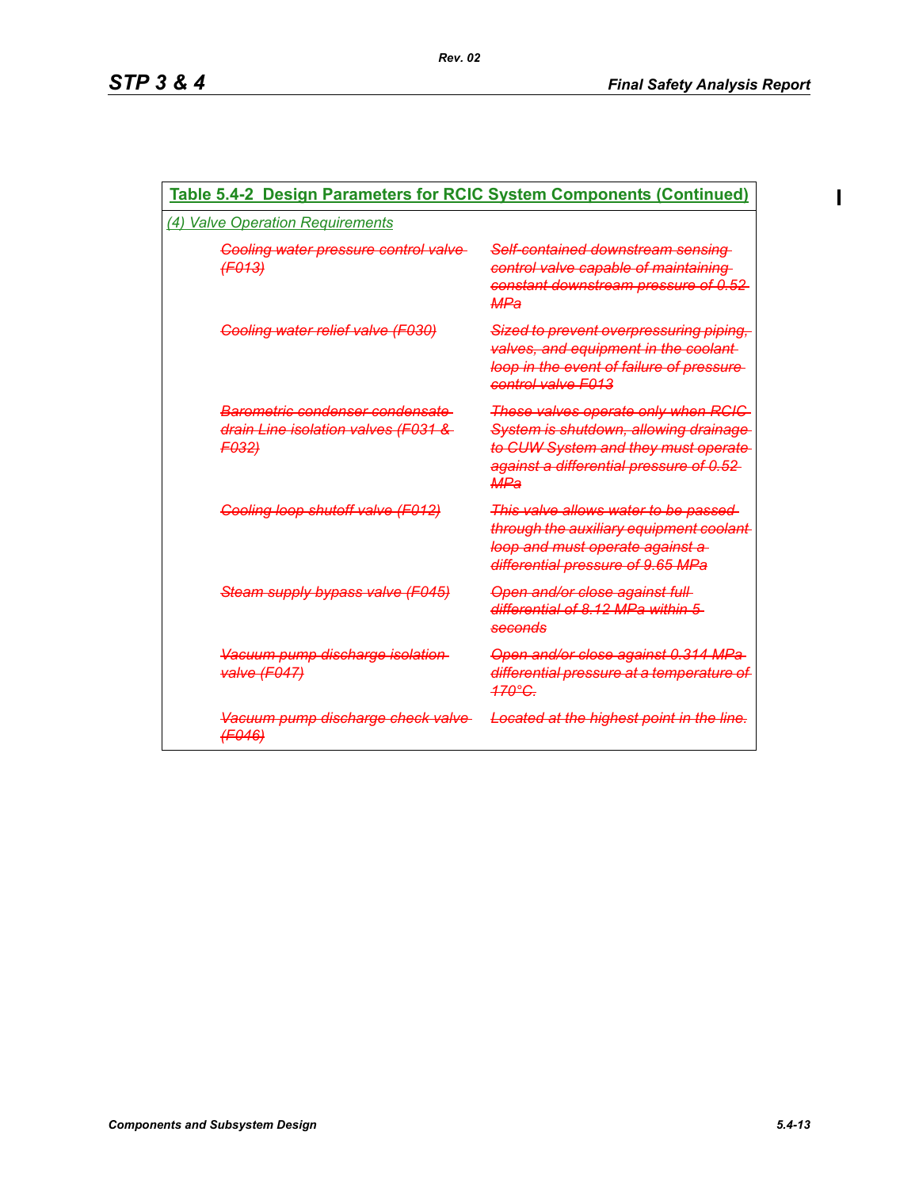**Table 5.4-2 Design Parameters for RCIC System Components (Continued)**

*(4) Valve Operation Requirements*

| | |
|---|---|
| ~~*Cooling water pressure control valve (F013)*~~ | ~~*Self-contained downstream sensing control valve capable of maintaining constant downstream pressure of 0.52 MPa*~~ |
| ~~*Cooling water relief valve (F030)*~~ | ~~*Sized to prevent overpressuring piping, valves, and equipment in the coolant loop in the event of failure of pressure control valve F013*~~ |
| ~~*Barometric condenser condensate drain Line isolation valves (F031 & F032)*~~ | ~~*These valves operate only when RCIC System is shutdown, allowing drainage to CUW System and they must operate against a differential pressure of 0.52 MPa*~~ |
| ~~*Cooling loop shutoff valve (F012)*~~ | ~~*This valve allows water to be passed through the auxiliary equipment coolant loop and must operate against a differential pressure of 9.65 MPa*~~ |
| ~~*Steam supply bypass valve (F045)*~~ | ~~*Open and/or close against full differential of 8.12 MPa within 5 seconds*~~ |
| ~~*Vacuum pump discharge isolation valve (F047)*~~ | ~~*Open and/or close against 0.314 MPa differential pressure at a temperature of 170°C.*~~ |
| ~~*Vacuum pump discharge check valve (F046)*~~ | ~~*Located at the highest point in the line.*~~ |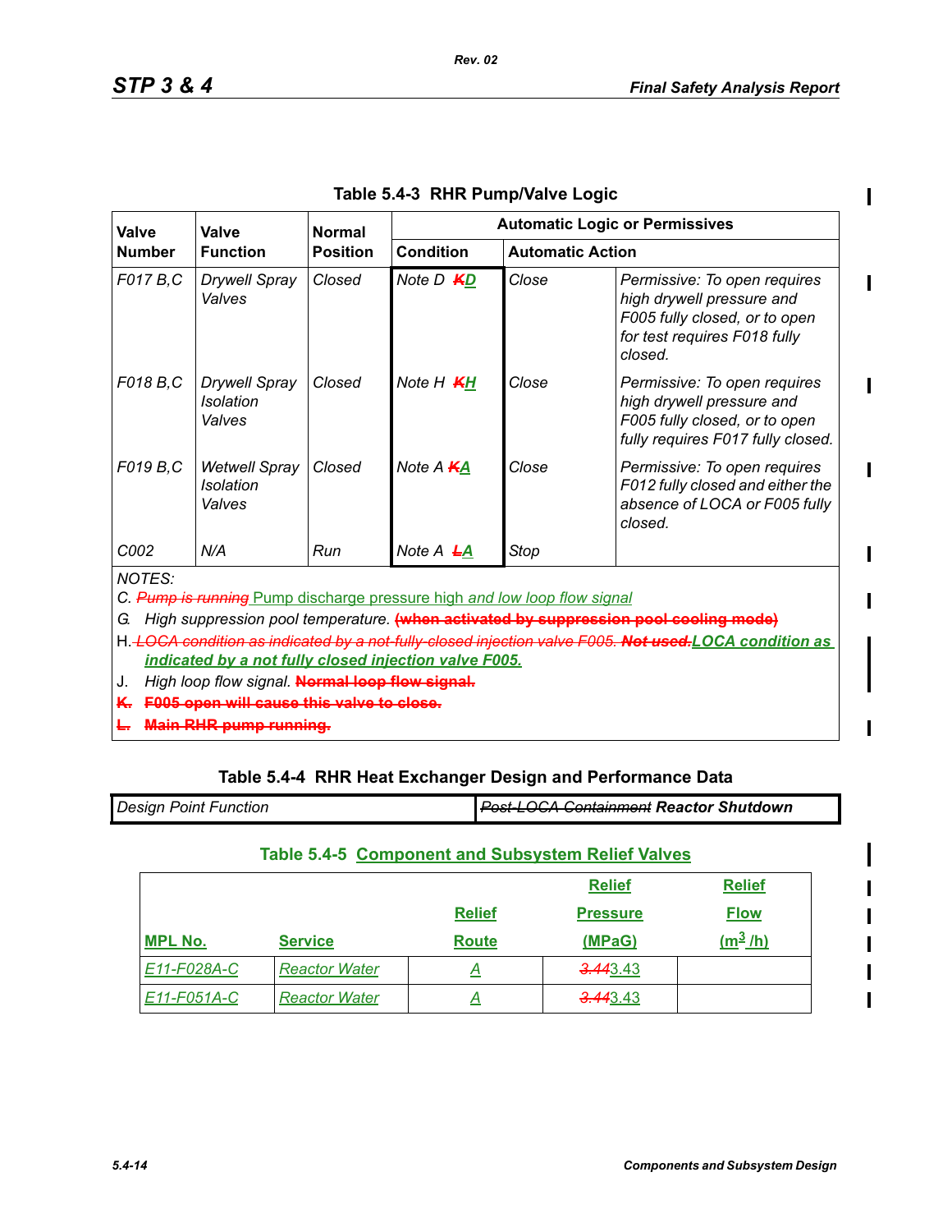## Table 5.4-3 RHR Pump/Valve Logic

| Valve Number | Valve Function | Normal Position | Automatic Logic or Permissives | | |
|---|---|---|---|---|---|
| | | | Condition | Automatic Action | |
| F017 B,C | Drywell Spray Valves | Closed | Note D ~~K~~D | Close | Permissive: To open requires high drywell pressure and F005 fully closed, or to open for test requires F018 fully closed. |
| F018 B,C | Drywell Spray Isolation Valves | Closed | Note H ~~K~~H | Close | Permissive: To open requires high drywell pressure and F005 fully closed, or to open fully requires F017 fully closed. |
| F019 B,C | Wetwell Spray Isolation Valves | Closed | Note A ~~K~~A | Close | Permissive: To open requires F012 fully closed and either the absence of LOCA or F005 fully closed. |
| C002 | N/A | Run | Note A ~~L~~A | Stop | |

NOTES:

C. ~~Pump is running~~ Pump discharge pressure high *and low loop flow signal*

G. High suppression pool temperature. ~~**(when activated by suppression pool cooling mode)**~~

H. ~~LOCA condition as indicated by a not fully closed injection valve F005.~~ ~~**Not used.**~~ **LOCA condition as indicated by a not fully closed injection valve F005.**

J. High loop flow signal. ~~**Normal loop flow signal.**~~

~~**K. F005 open will cause this valve to close.**~~

~~**L. Main RHR pump running.**~~

## Table 5.4-4 RHR Heat Exchanger Design and Performance Data

| Design Point Function | ~~Post-LOCA Containment~~ Reactor Shutdown |
|---|---|

## Table 5.4-5 Component and Subsystem Relief Valves

| MPL No. | Service | Relief Route | Relief Pressure (MPaG) | Relief Flow ($m^3$/h) |
|---|---|---|---|---|
| E11-F028A-C | Reactor Water | A | ~~3.44~~3.43 | |
| E11-F051A-C | Reactor Water | A | ~~3.44~~3.43 | |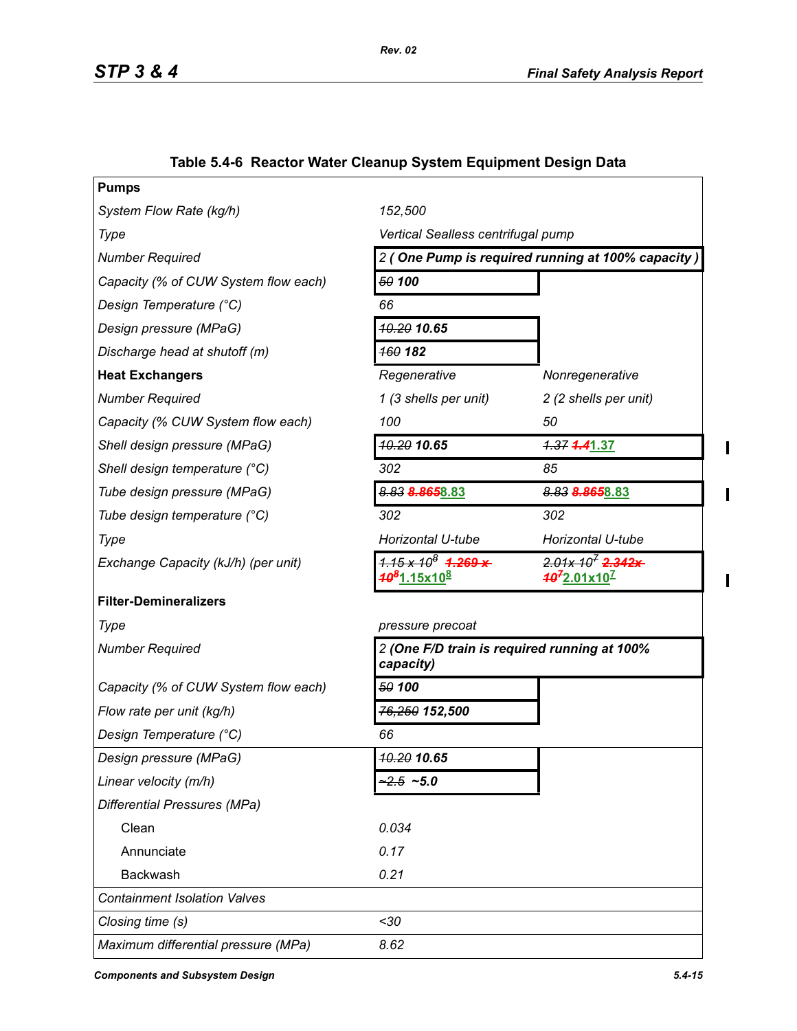## Table 5.4-6 Reactor Water Cleanup System Equipment Design Data

| | | |
|---|---|---|
| **Pumps** | | |
| *System Flow Rate (kg/h)* | *152,500* | |
| *Type* | *Vertical Sealless centrifugal pump* | |
| *Number Required* | *2* ***( One Pump is required running at 100% capacity )*** | |
| *Capacity (% of CUW System flow each)* | ~~*50*~~ ***100*** | |
| *Design Temperature (°C)* | *66* | |
| *Design pressure (MPaG)* | ~~*10.20*~~ ***10.65*** | |
| *Discharge head at shutoff (m)* | ~~*160*~~ ***182*** | |
| **Heat Exchangers** | *Regenerative* | *Nonregenerative* |
| *Number Required* | *1 (3 shells per unit)* | *2 (2 shells per unit)* |
| *Capacity (% CUW System flow each)* | *100* | *50* |
| *Shell design pressure (MPaG)* | ~~*10.20*~~ ***10.65*** | ~~*1.37*~~ ~~**1.4**~~**1.37** |
| *Shell design temperature (°C)* | *302* | *85* |
| *Tube design pressure (MPaG)* | ~~*8.83*~~ ~~**8.865**~~**8.83** | ~~*8.83*~~ ~~**8.865**~~**8.83** |
| *Tube design temperature (°C)* | *302* | *302* |
| *Type* | *Horizontal U-tube* | *Horizontal U-tube* |
| *Exchange Capacity (kJ/h) (per unit)* | ~~$1.15 \times 10^8$~~ ~~$1.269 \times 10^8$~~ $1.15\times10^8$ | ~~$2.01\times 10^7$~~ ~~$2.342\times 10^7$~~ $2.01\times10^7$ |
| **Filter-Demineralizers** | | |
| *Type* | *pressure precoat* | |
| *Number Required* | *2* ***(One F/D train is required running at 100% capacity)*** | |
| *Capacity (% of CUW System flow each)* | ~~*50*~~ ***100*** | |
| *Flow rate per unit (kg/h)* | ~~*76,250*~~ ***152,500*** | |
| *Design Temperature (°C)* | *66* | |
| *Design pressure (MPaG)* | ~~*10.20*~~ ***10.65*** | |
| *Linear velocity (m/h)* | ~~*~2.5*~~ ***~5.0*** | |
| *Differential Pressures (MPa)* | | |
| Clean | *0.034* | |
| Annunciate | *0.17* | |
| Backwash | *0.21* | |
| *Containment Isolation Valves* | | |
| *Closing time (s)* | *<30* | |
| *Maximum differential pressure (MPa)* | *8.62* | |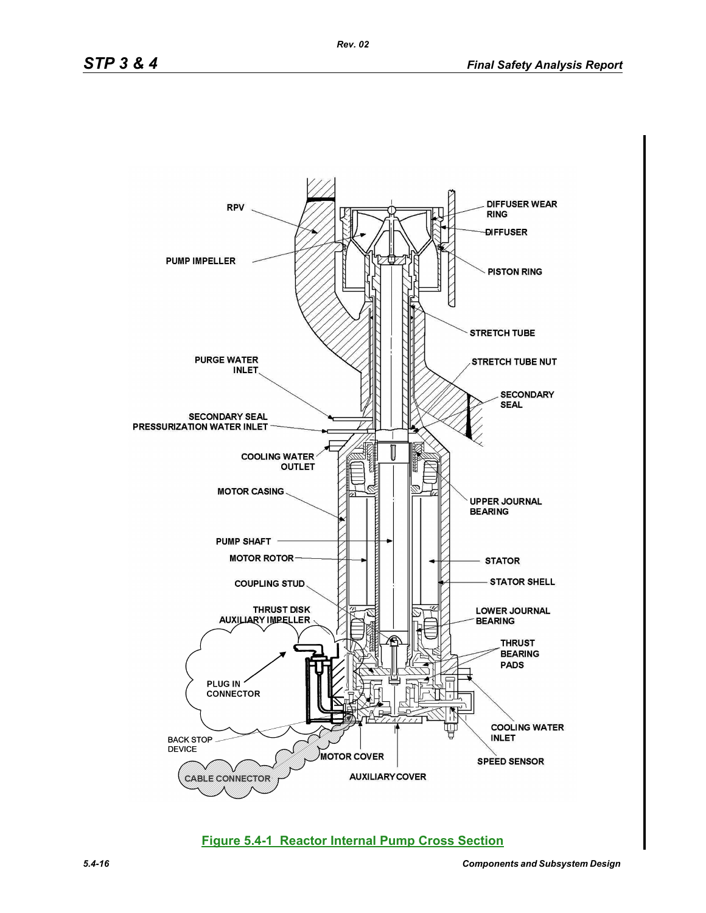**Figure 5.4-1 Reactor Internal Pump Cross Section**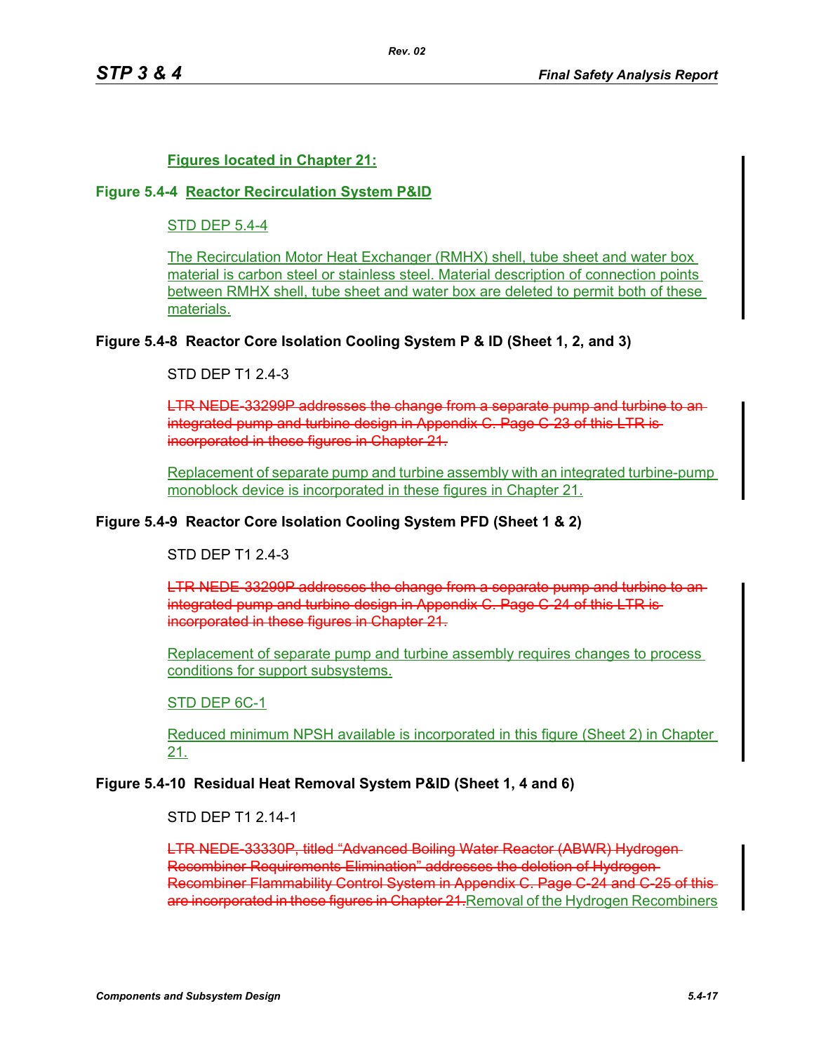**Figures located in Chapter 21:**

**Figure 5.4-4 Reactor Recirculation System P&ID**

STD DEP 5.4-4

The Recirculation Motor Heat Exchanger (RMHX) shell, tube sheet and water box material is carbon steel or stainless steel. Material description of connection points between RMHX shell, tube sheet and water box are deleted to permit both of these materials.

**Figure 5.4-8 Reactor Core Isolation Cooling System P & ID (Sheet 1, 2, and 3)**

STD DEP T1 2.4-3

~~LTR NEDE-33299P addresses the change from a separate pump and turbine to an integrated pump and turbine design in Appendix C. Page C-23 of this LTR is incorporated in these figures in Chapter 21.~~

Replacement of separate pump and turbine assembly with an integrated turbine-pump monoblock device is incorporated in these figures in Chapter 21.

**Figure 5.4-9 Reactor Core Isolation Cooling System PFD (Sheet 1 & 2)**

STD DEP T1 2.4-3

~~LTR NEDE-33299P addresses the change from a separate pump and turbine to an integrated pump and turbine design in Appendix C. Page C-24 of this LTR is incorporated in these figures in Chapter 21.~~

Replacement of separate pump and turbine assembly requires changes to process conditions for support subsystems.

STD DEP 6C-1

Reduced minimum NPSH available is incorporated in this figure (Sheet 2) in Chapter 21.

**Figure 5.4-10 Residual Heat Removal System P&ID (Sheet 1, 4 and 6)**

STD DEP T1 2.14-1

~~LTR NEDE-33330P, titled "Advanced Boiling Water Reactor (ABWR) Hydrogen Recombiner Requirements Elimination" addresses the deletion of Hydrogen Recombiner Flammability Control System in Appendix C. Page C-24 and C-25 of this are incorporated in these figures in Chapter 21.~~Removal of the Hydrogen Recombiners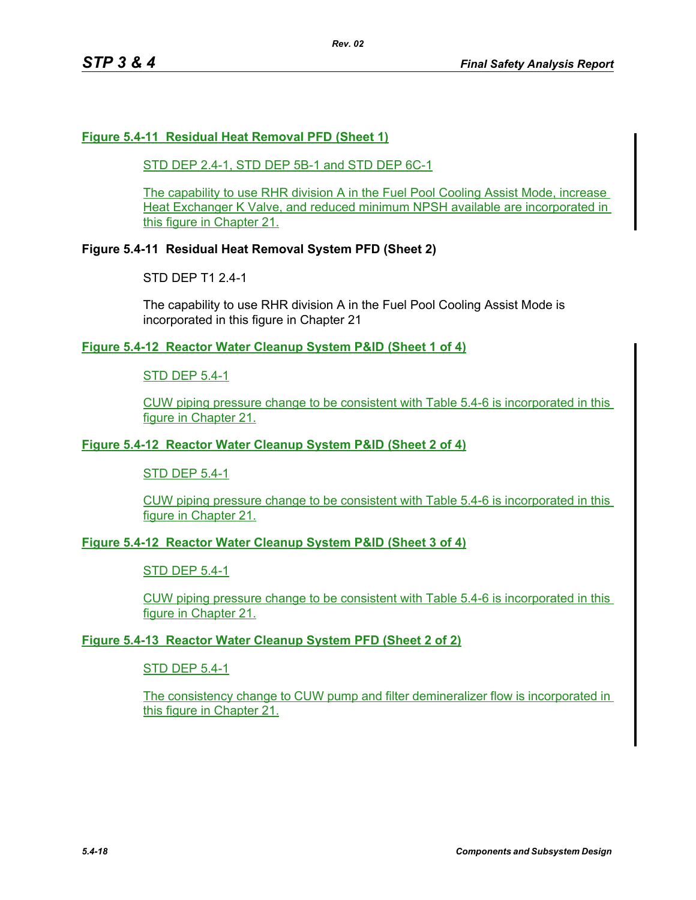**Figure 5.4-11 Residual Heat Removal PFD (Sheet 1)**

STD DEP 2.4-1, STD DEP 5B-1 and STD DEP 6C-1

The capability to use RHR division A in the Fuel Pool Cooling Assist Mode, increase Heat Exchanger K Valve, and reduced minimum NPSH available are incorporated in this figure in Chapter 21.

**Figure 5.4-11 Residual Heat Removal System PFD (Sheet 2)**

STD DEP T1 2.4-1

The capability to use RHR division A in the Fuel Pool Cooling Assist Mode is incorporated in this figure in Chapter 21

**Figure 5.4-12 Reactor Water Cleanup System P&ID (Sheet 1 of 4)**

STD DEP 5.4-1

CUW piping pressure change to be consistent with Table 5.4-6 is incorporated in this figure in Chapter 21.

**Figure 5.4-12 Reactor Water Cleanup System P&ID (Sheet 2 of 4)**

STD DEP 5.4-1

CUW piping pressure change to be consistent with Table 5.4-6 is incorporated in this figure in Chapter 21.

**Figure 5.4-12 Reactor Water Cleanup System P&ID (Sheet 3 of 4)**

STD DEP 5.4-1

CUW piping pressure change to be consistent with Table 5.4-6 is incorporated in this figure in Chapter 21.

**Figure 5.4-13 Reactor Water Cleanup System PFD (Sheet 2 of 2)**

STD DEP 5.4-1

The consistency change to CUW pump and filter demineralizer flow is incorporated in this figure in Chapter 21.